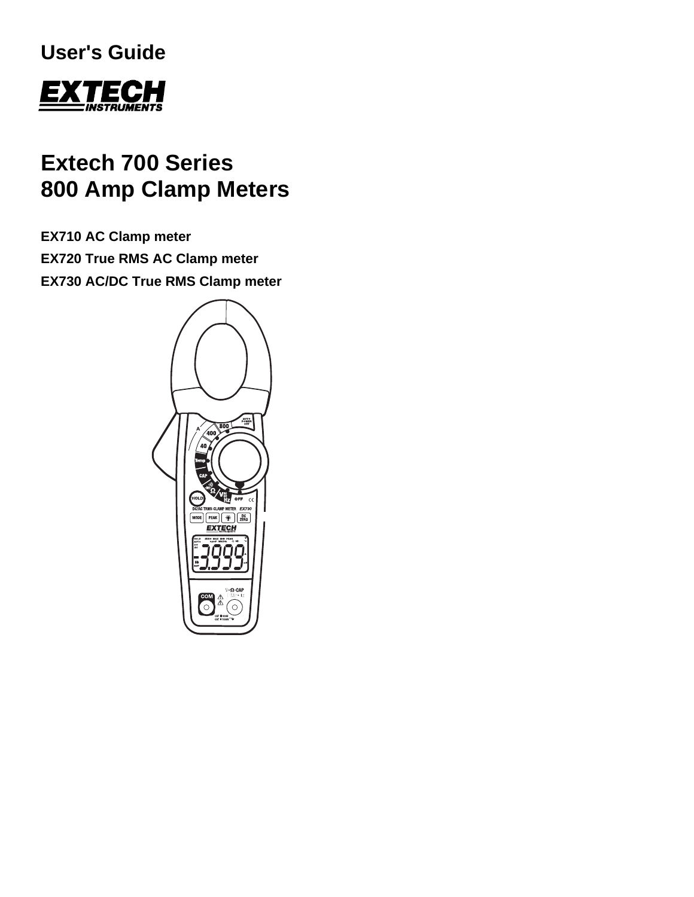User's Guide

EXTECH INSTRUMENTS

# Extech 700 Series
# 800 Amp Clamp Meters

**EX710 AC Clamp meter**

**EX720 True RMS AC Clamp meter**

**EX730 AC/DC True RMS Clamp meter**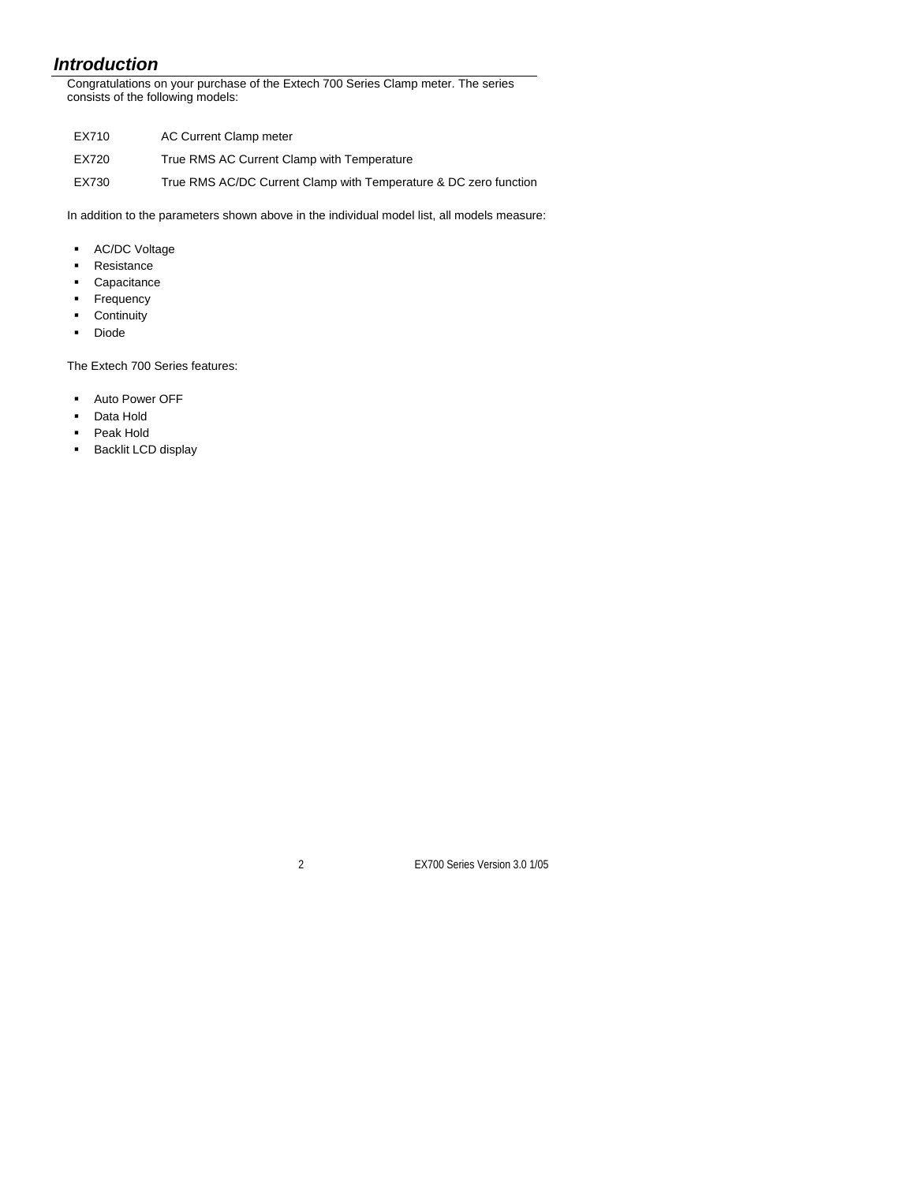## *Introduction*

Congratulations on your purchase of the Extech 700 Series Clamp meter. The series consists of the following models:

| | |
|---|---|
| EX710 | AC Current Clamp meter |
| EX720 | True RMS AC Current Clamp with Temperature |
| EX730 | True RMS AC/DC Current Clamp with Temperature & DC zero function |

In addition to the parameters shown above in the individual model list, all models measure:

- AC/DC Voltage
- Resistance
- Capacitance
- Frequency
- Continuity
- Diode

The Extech 700 Series features:

- Auto Power OFF
- Data Hold
- Peak Hold
- Backlit LCD display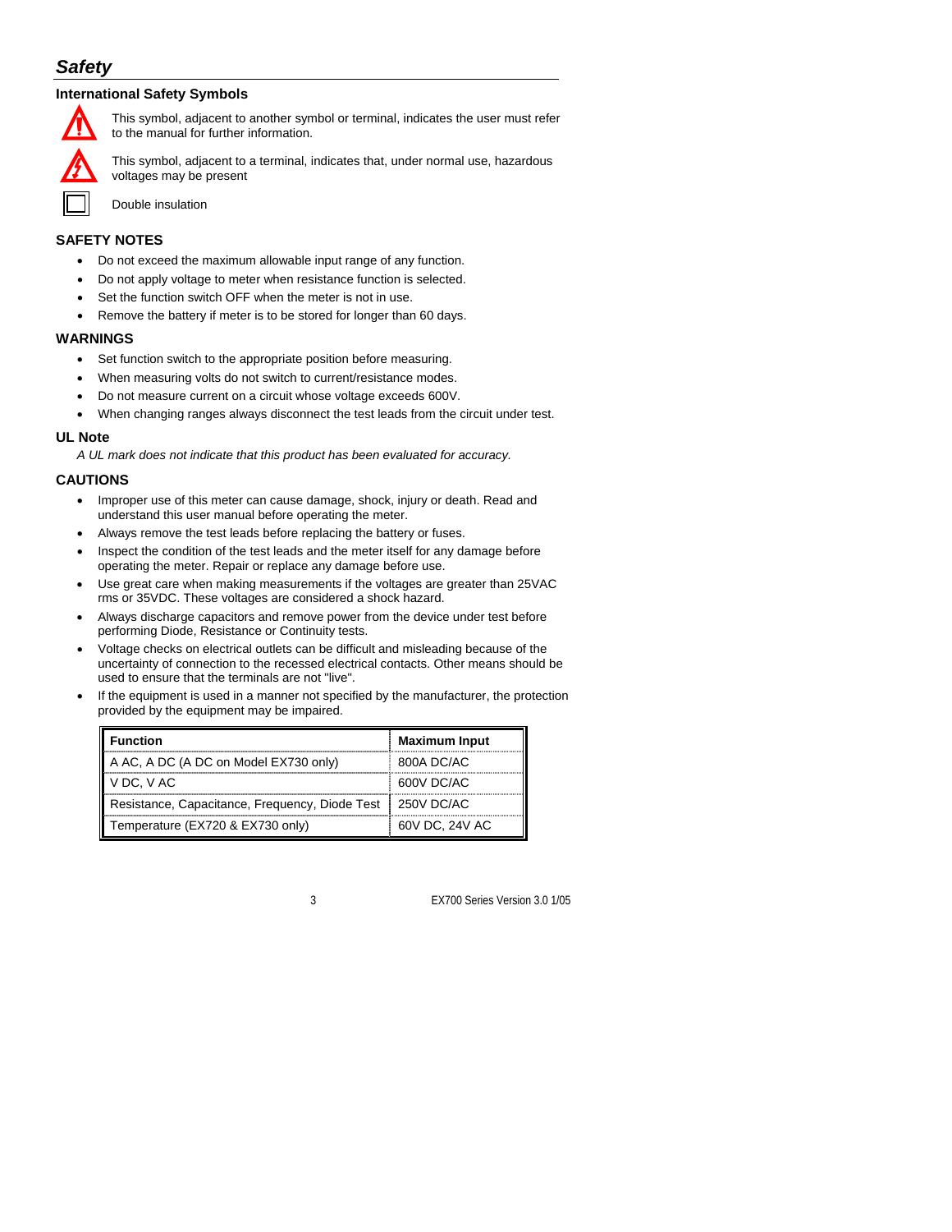## Safety

### International Safety Symbols

This symbol, adjacent to another symbol or terminal, indicates the user must refer to the manual for further information.

This symbol, adjacent to a terminal, indicates that, under normal use, hazardous voltages may be present

Double insulation

### SAFETY NOTES

- Do not exceed the maximum allowable input range of any function.
- Do not apply voltage to meter when resistance function is selected.
- Set the function switch OFF when the meter is not in use.
- Remove the battery if meter is to be stored for longer than 60 days.

### WARNINGS

- Set function switch to the appropriate position before measuring.
- When measuring volts do not switch to current/resistance modes.
- Do not measure current on a circuit whose voltage exceeds 600V.
- When changing ranges always disconnect the test leads from the circuit under test.

### UL Note

*A UL mark does not indicate that this product has been evaluated for accuracy.*

### CAUTIONS

- Improper use of this meter can cause damage, shock, injury or death. Read and understand this user manual before operating the meter.
- Always remove the test leads before replacing the battery or fuses.
- Inspect the condition of the test leads and the meter itself for any damage before operating the meter. Repair or replace any damage before use.
- Use great care when making measurements if the voltages are greater than 25VAC rms or 35VDC. These voltages are considered a shock hazard.
- Always discharge capacitors and remove power from the device under test before performing Diode, Resistance or Continuity tests.
- Voltage checks on electrical outlets can be difficult and misleading because of the uncertainty of connection to the recessed electrical contacts. Other means should be used to ensure that the terminals are not "live".
- If the equipment is used in a manner not specified by the manufacturer, the protection provided by the equipment may be impaired.

| Function | Maximum Input |
|---|---|
| A AC, A DC (A DC on Model EX730 only) | 800A DC/AC |
| V DC, V AC | 600V DC/AC |
| Resistance, Capacitance, Frequency, Diode Test | 250V DC/AC |
| Temperature (EX720 & EX730 only) | 60V DC, 24V AC |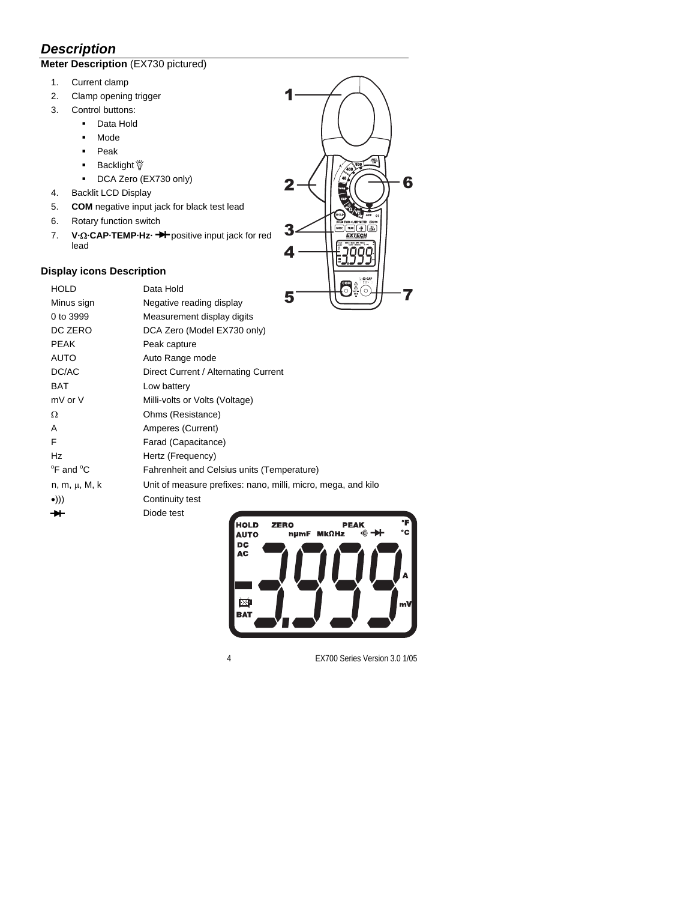## *Description*

**Meter Description** (EX730 pictured)

1. Current clamp
2. Clamp opening trigger
3. Control buttons:
   - Data Hold
   - Mode
   - Peak
   - Backlight
   - DCA Zero (EX730 only)
4. Backlit LCD Display
5. **COM** negative input jack for black test lead
6. Rotary function switch
7. **V·Ω·CAP·TEMP·Hz·** ⯈|  positive input jack for red lead

### Display icons Description

| | |
|---|---|
| HOLD | Data Hold |
| Minus sign | Negative reading display |
| 0 to 3999 | Measurement display digits |
| DC ZERO | DCA Zero (Model EX730 only) |
| PEAK | Peak capture |
| AUTO | Auto Range mode |
| DC/AC | Direct Current / Alternating Current |
| BAT | Low battery |
| mV or V | Milli-volts or Volts (Voltage) |
| Ω | Ohms (Resistance) |
| A | Amperes (Current) |
| F | Farad (Capacitance) |
| Hz | Hertz (Frequency) |
| °F and °C | Fahrenheit and Celsius units (Temperature) |
| n, m, µ, M, k | Unit of measure prefixes: nano, milli, micro, mega, and kilo |
| •))) | Continuity test |
| ⯈| | Diode test |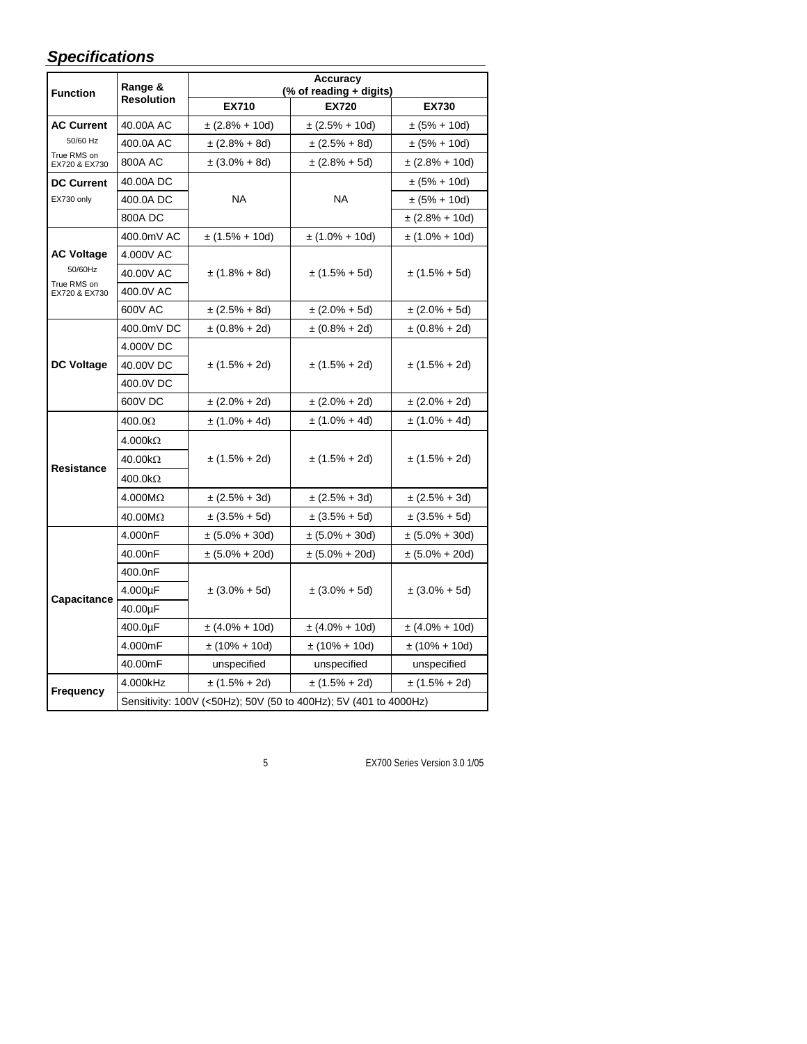## *Specifications*

| Function | Range & Resolution | Accuracy (% of reading + digits) | | |
|---|---|---|---|---|
| | | **EX710** | **EX720** | **EX730** |
| **AC Current** | 40.00A AC | ± (2.8% + 10d) | ± (2.5% + 10d) | ± (5% + 10d) |
| 50/60 Hz | 400.0A AC | ± (2.8% + 8d) | ± (2.5% + 8d) | ± (5% + 10d) |
| True RMS on EX720 & EX730 | 800A AC | ± (3.0% + 8d) | ± (2.8% + 5d) | ± (2.8% + 10d) |
| **DC Current** | 40.00A DC | NA | NA | ± (5% + 10d) |
| EX730 only | 400.0A DC | | | ± (5% + 10d) |
| | 800A DC | | | ± (2.8% + 10d) |
| **AC Voltage** | 400.0mV AC | ± (1.5% + 10d) | ± (1.0% + 10d) | ± (1.0% + 10d) |
| 50/60Hz | 4.000V AC | ± (1.8% + 8d) | ± (1.5% + 5d) | ± (1.5% + 5d) |
| True RMS on EX720 & EX730 | 40.00V AC | | | |
| | 400.0V AC | | | |
| | 600V AC | ± (2.5% + 8d) | ± (2.0% + 5d) | ± (2.0% + 5d) |
| **DC Voltage** | 400.0mV DC | ± (0.8% + 2d) | ± (0.8% + 2d) | ± (0.8% + 2d) |
| | 4.000V DC | ± (1.5% + 2d) | ± (1.5% + 2d) | ± (1.5% + 2d) |
| | 40.00V DC | | | |
| | 400.0V DC | | | |
| | 600V DC | ± (2.0% + 2d) | ± (2.0% + 2d) | ± (2.0% + 2d) |
| **Resistance** | 400.0Ω | ± (1.0% + 4d) | ± (1.0% + 4d) | ± (1.0% + 4d) |
| | 4.000kΩ | ± (1.5% + 2d) | ± (1.5% + 2d) | ± (1.5% + 2d) |
| | 40.00kΩ | | | |
| | 400.0kΩ | | | |
| | 4.000MΩ | ± (2.5% + 3d) | ± (2.5% + 3d) | ± (2.5% + 3d) |
| | 40.00MΩ | ± (3.5% + 5d) | ± (3.5% + 5d) | ± (3.5% + 5d) |
| **Capacitance** | 4.000nF | ± (5.0% + 30d) | ± (5.0% + 30d) | ± (5.0% + 30d) |
| | 40.00nF | ± (5.0% + 20d) | ± (5.0% + 20d) | ± (5.0% + 20d) |
| | 400.0nF | ± (3.0% + 5d) | ± (3.0% + 5d) | ± (3.0% + 5d) |
| | 4.000µF | | | |
| | 40.00µF | | | |
| | 400.0µF | ± (4.0% + 10d) | ± (4.0% + 10d) | ± (4.0% + 10d) |
| | 4.000mF | ± (10% + 10d) | ± (10% + 10d) | ± (10% + 10d) |
| | 40.00mF | unspecified | unspecified | unspecified |
| **Frequency** | 4.000kHz | ± (1.5% + 2d) | ± (1.5% + 2d) | ± (1.5% + 2d) |
| | Sensitivity: 100V (<50Hz); 50V (50 to 400Hz); 5V (401 to 4000Hz) | | | |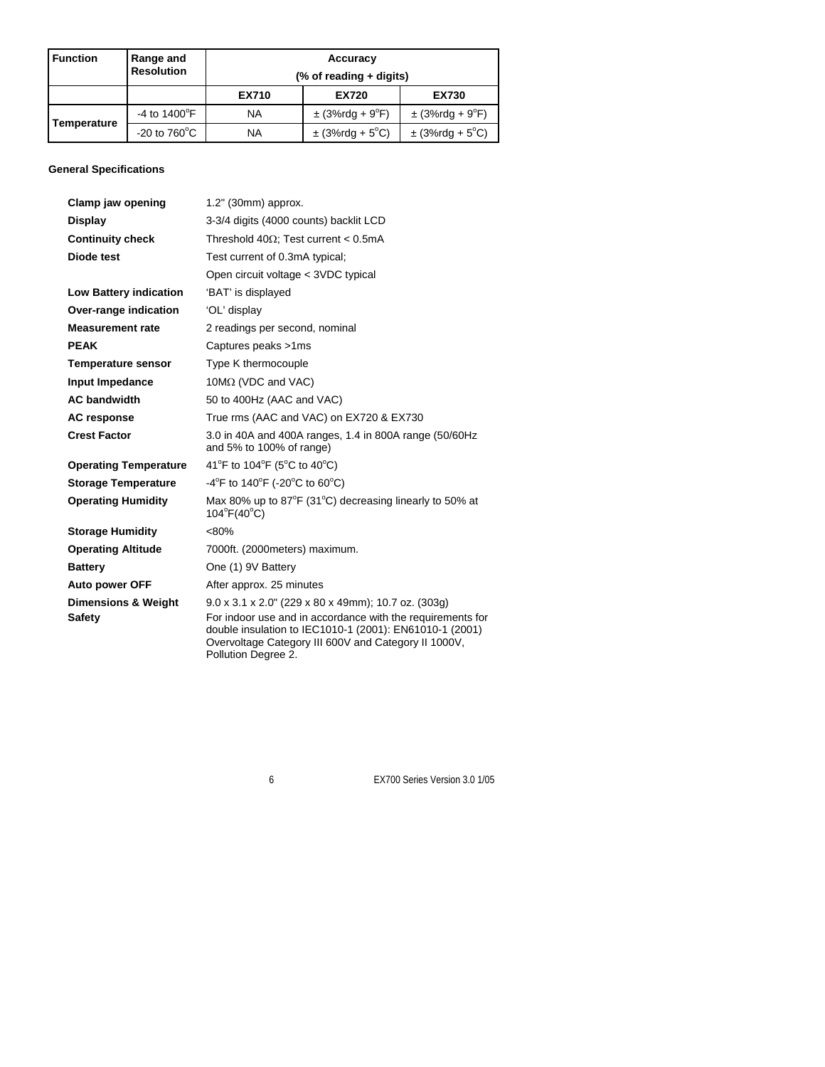| Function | Range and Resolution | Accuracy (% of reading + digits) | | |
|---|---|---|---|---|
| | | EX710 | EX720 | EX730 |
| Temperature | -4 to 1400°F | NA | ± (3%rdg + 9°F) | ± (3%rdg + 9°F) |
| | -20 to 760°C | NA | ± (3%rdg + 5°C) | ± (3%rdg + 5°C) |

**General Specifications**

| | |
|---|---|
| **Clamp jaw opening** | 1.2" (30mm) approx. |
| **Display** | 3-3/4 digits (4000 counts) backlit LCD |
| **Continuity check** | Threshold 40Ω; Test current < 0.5mA |
| **Diode test** | Test current of 0.3mA typical; |
| | Open circuit voltage < 3VDC typical |
| **Low Battery indication** | 'BAT' is displayed |
| **Over-range indication** | 'OL' display |
| **Measurement rate** | 2 readings per second, nominal |
| **PEAK** | Captures peaks >1ms |
| **Temperature sensor** | Type K thermocouple |
| **Input Impedance** | 10MΩ (VDC and VAC) |
| **AC bandwidth** | 50 to 400Hz (AAC and VAC) |
| **AC response** | True rms (AAC and VAC) on EX720 & EX730 |
| **Crest Factor** | 3.0 in 40A and 400A ranges, 1.4 in 800A range (50/60Hz and 5% to 100% of range) |
| **Operating Temperature** | 41°F to 104°F (5°C to 40°C) |
| **Storage Temperature** | -4°F to 140°F (-20°C to 60°C) |
| **Operating Humidity** | Max 80% up to 87°F (31°C) decreasing linearly to 50% at 104°F(40°C) |
| **Storage Humidity** | <80% |
| **Operating Altitude** | 7000ft. (2000meters) maximum. |
| **Battery** | One (1) 9V Battery |
| **Auto power OFF** | After approx. 25 minutes |
| **Dimensions & Weight** | 9.0 x 3.1 x 2.0" (229 x 80 x 49mm); 10.7 oz. (303g) |
| **Safety** | For indoor use and in accordance with the requirements for double insulation to IEC1010-1 (2001): EN61010-1 (2001) Overvoltage Category III 600V and Category II 1000V, Pollution Degree 2. |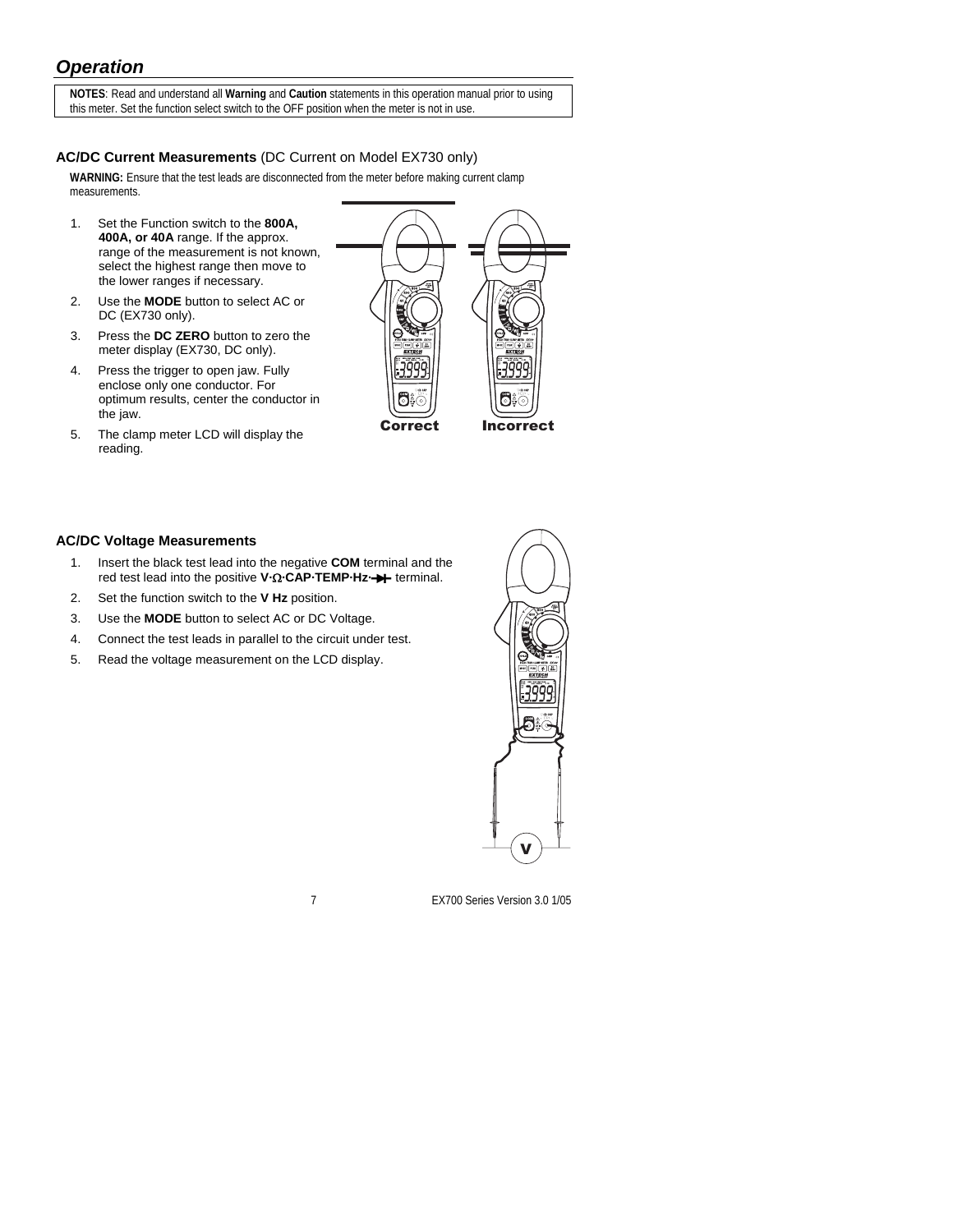## *Operation*

**NOTES**: Read and understand all **Warning** and **Caution** statements in this operation manual prior to using this meter. Set the function select switch to the OFF position when the meter is not in use.

### AC/DC Current Measurements (DC Current on Model EX730 only)

**WARNING:** Ensure that the test leads are disconnected from the meter before making current clamp measurements.

1. Set the Function switch to the **800A, 400A, or 40A** range. If the approx. range of the measurement is not known, select the highest range then move to the lower ranges if necessary.
2. Use the **MODE** button to select AC or DC (EX730 only).
3. Press the **DC ZERO** button to zero the meter display (EX730, DC only).
4. Press the trigger to open jaw. Fully enclose only one conductor. For optimum results, center the conductor in the jaw.
5. The clamp meter LCD will display the reading.

Correct Incorrect

### AC/DC Voltage Measurements

1. Insert the black test lead into the negative **COM** terminal and the red test lead into the positive **V·Ω·CAP·TEMP·Hz·⊳|** terminal.
2. Set the function switch to the **V Hz** position.
3. Use the **MODE** button to select AC or DC Voltage.
4. Connect the test leads in parallel to the circuit under test.
5. Read the voltage measurement on the LCD display.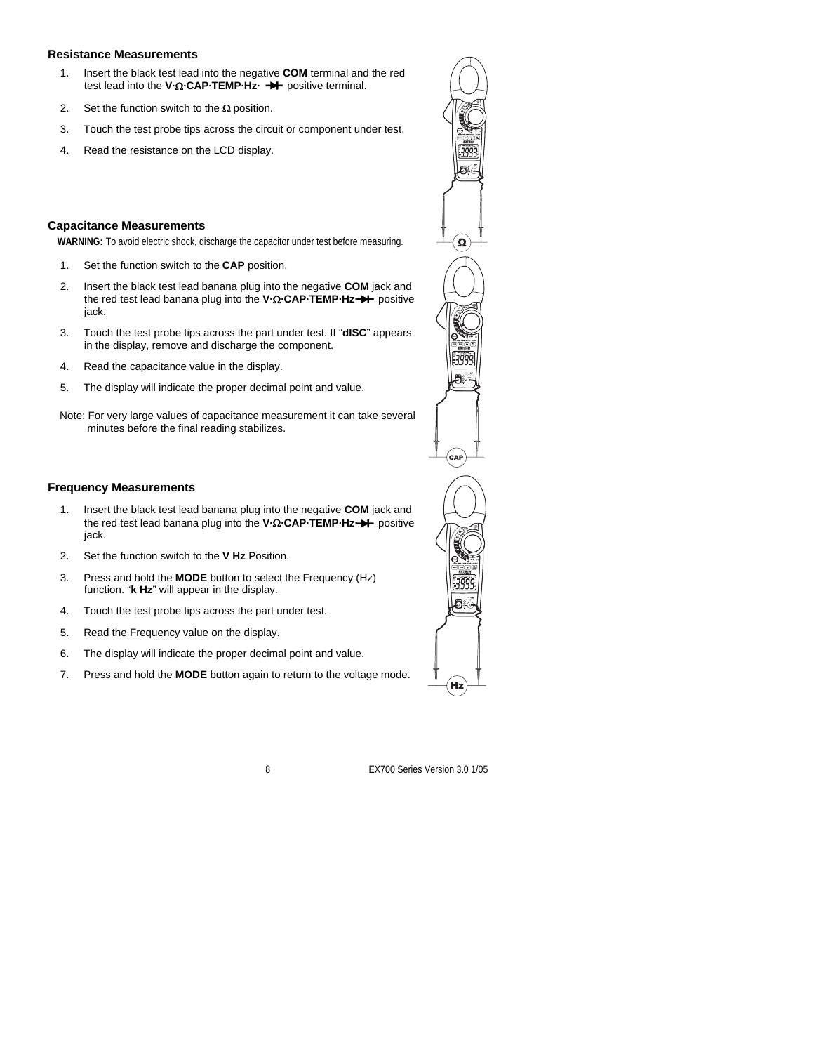### Resistance Measurements

1. Insert the black test lead into the negative **COM** terminal and the red test lead into the **V·Ω·CAP·TEMP·Hz·** ⏵| positive terminal.
2. Set the function switch to the **Ω** position.
3. Touch the test probe tips across the circuit or component under test.
4. Read the resistance on the LCD display.

### Capacitance Measurements

**WARNING:** To avoid electric shock, discharge the capacitor under test before measuring.

1. Set the function switch to the **CAP** position.
2. Insert the black test lead banana plug into the negative **COM** jack and the red test lead banana plug into the **V·Ω·CAP·TEMP·Hz**⏵| positive jack.
3. Touch the test probe tips across the part under test. If "**dISC**" appears in the display, remove and discharge the component.
4. Read the capacitance value in the display.
5. The display will indicate the proper decimal point and value.

Note: For very large values of capacitance measurement it can take several minutes before the final reading stabilizes.

### Frequency Measurements

1. Insert the black test lead banana plug into the negative **COM** jack and the red test lead banana plug into the **V·Ω·CAP·TEMP·Hz**⏵| positive jack.
2. Set the function switch to the **V Hz** Position.
3. Press <u>and hold</u> the **MODE** button to select the Frequency (Hz) function. "**k Hz**" will appear in the display.
4. Touch the test probe tips across the part under test.
5. Read the Frequency value on the display.
6. The display will indicate the proper decimal point and value.
7. Press and hold the **MODE** button again to return to the voltage mode.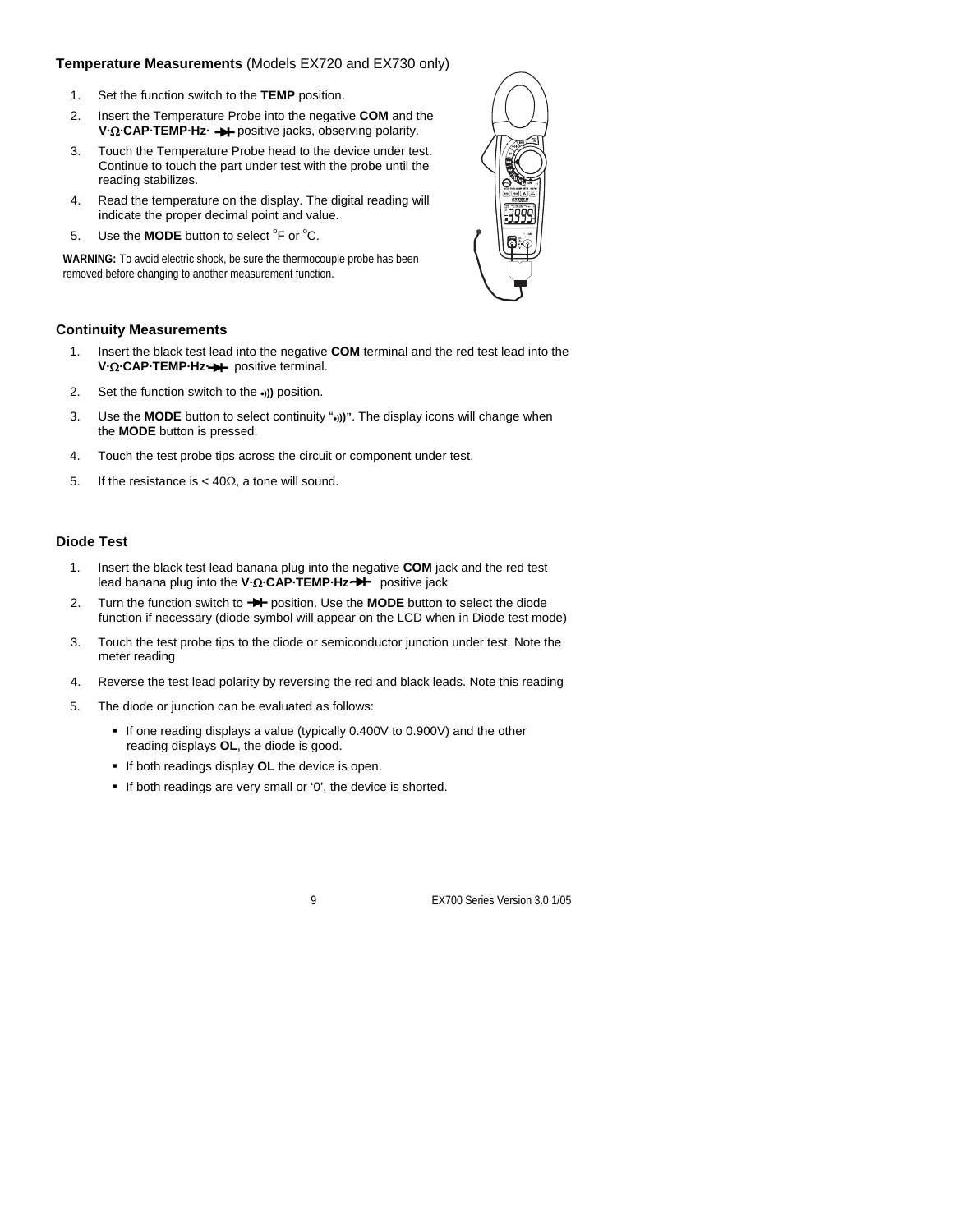### Temperature Measurements (Models EX720 and EX730 only)

1. Set the function switch to the **TEMP** position.
2. Insert the Temperature Probe into the negative **COM** and the **V·Ω·CAP·TEMP·Hz·** ⯈| positive jacks, observing polarity.
3. Touch the Temperature Probe head to the device under test. Continue to touch the part under test with the probe until the reading stabilizes.
4. Read the temperature on the display. The digital reading will indicate the proper decimal point and value.
5. Use the **MODE** button to select $^{o}$F or $^{o}$C.

**WARNING:** To avoid electric shock, be sure the thermocouple probe has been removed before changing to another measurement function.

### Continuity Measurements

1. Insert the black test lead into the negative **COM** terminal and the red test lead into the **V·Ω·CAP·TEMP·Hz**⯈| positive terminal.
2. Set the function switch to the •))) position.
3. Use the **MODE** button to select continuity "•)))". The display icons will change when the **MODE** button is pressed.
4. Touch the test probe tips across the circuit or component under test.
5. If the resistance is < 40Ω, a tone will sound.

### Diode Test

1. Insert the black test lead banana plug into the negative **COM** jack and the red test lead banana plug into the **V·Ω·CAP·TEMP·Hz**⯈| positive jack
2. Turn the function switch to ⯈| position. Use the **MODE** button to select the diode function if necessary (diode symbol will appear on the LCD when in Diode test mode)
3. Touch the test probe tips to the diode or semiconductor junction under test. Note the meter reading
4. Reverse the test lead polarity by reversing the red and black leads. Note this reading
5. The diode or junction can be evaluated as follows:
   - If one reading displays a value (typically 0.400V to 0.900V) and the other reading displays **OL**, the diode is good.
   - If both readings display **OL** the device is open.
   - If both readings are very small or '0', the device is shorted.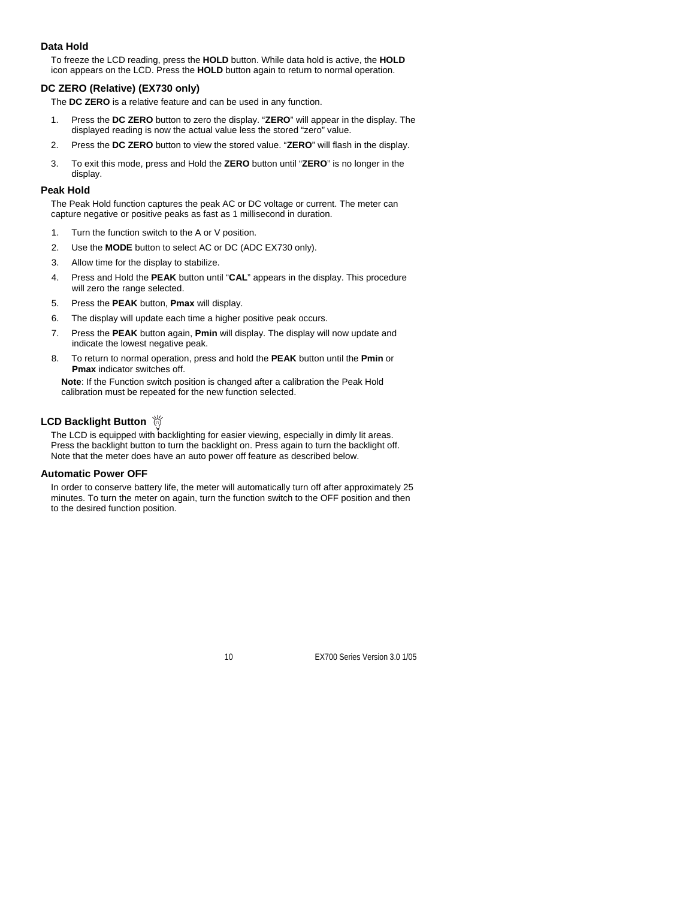### Data Hold

To freeze the LCD reading, press the **HOLD** button. While data hold is active, the **HOLD** icon appears on the LCD. Press the **HOLD** button again to return to normal operation.

### DC ZERO (Relative) (EX730 only)

The **DC ZERO** is a relative feature and can be used in any function.

1. Press the **DC ZERO** button to zero the display. "**ZERO**" will appear in the display. The displayed reading is now the actual value less the stored "zero" value.
2. Press the **DC ZERO** button to view the stored value. "**ZERO**" will flash in the display.
3. To exit this mode, press and Hold the **ZERO** button until "**ZERO**" is no longer in the display.

### Peak Hold

The Peak Hold function captures the peak AC or DC voltage or current. The meter can capture negative or positive peaks as fast as 1 millisecond in duration.

1. Turn the function switch to the A or V position.
2. Use the **MODE** button to select AC or DC (ADC EX730 only).
3. Allow time for the display to stabilize.
4. Press and Hold the **PEAK** button until "**CAL**" appears in the display. This procedure will zero the range selected.
5. Press the **PEAK** button, **Pmax** will display.
6. The display will update each time a higher positive peak occurs.
7. Press the **PEAK** button again, **Pmin** will display. The display will now update and indicate the lowest negative peak.
8. To return to normal operation, press and hold the **PEAK** button until the **Pmin** or **Pmax** indicator switches off.

**Note**: If the Function switch position is changed after a calibration the Peak Hold calibration must be repeated for the new function selected.

### LCD Backlight Button

The LCD is equipped with backlighting for easier viewing, especially in dimly lit areas. Press the backlight button to turn the backlight on. Press again to turn the backlight off. Note that the meter does have an auto power off feature as described below.

### Automatic Power OFF

In order to conserve battery life, the meter will automatically turn off after approximately 25 minutes. To turn the meter on again, turn the function switch to the OFF position and then to the desired function position.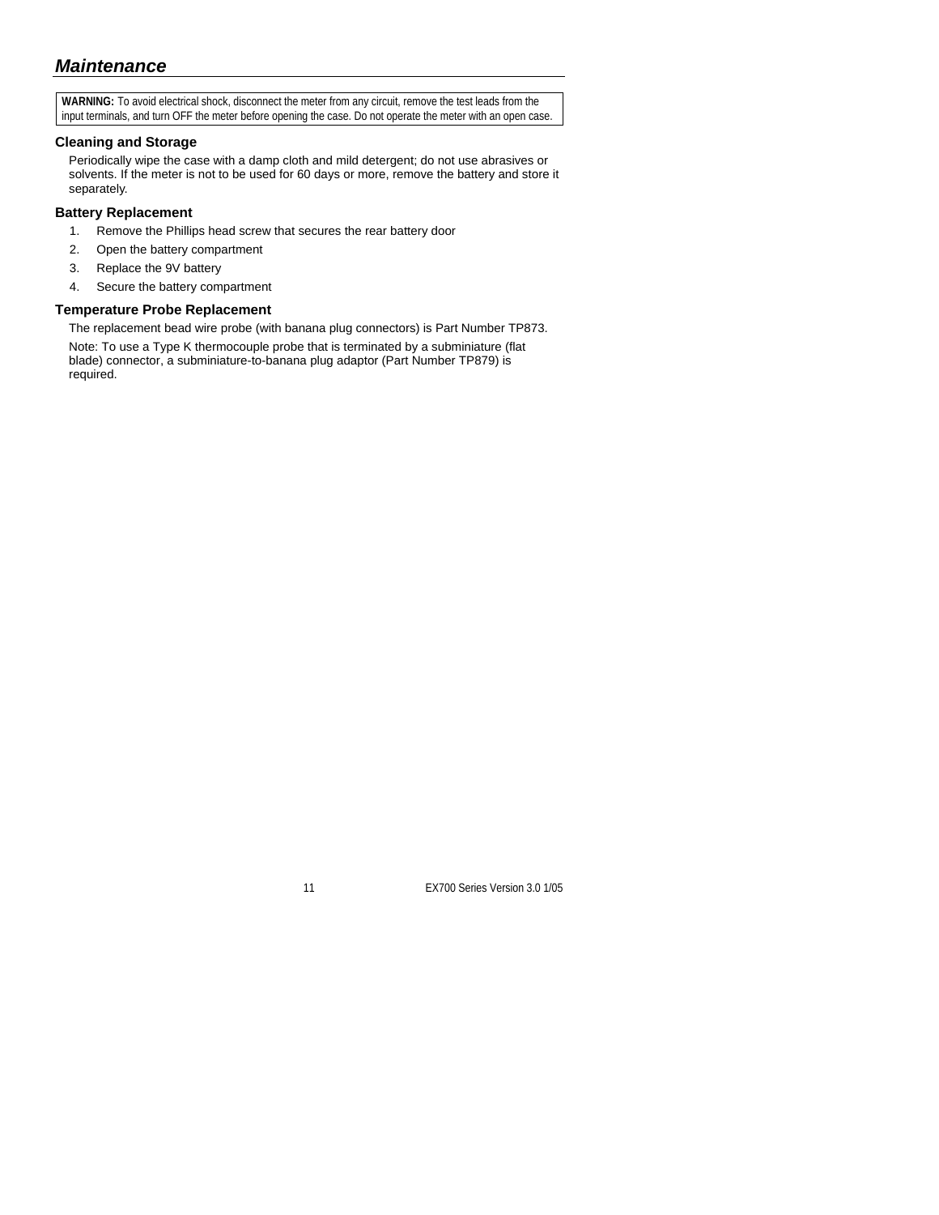## *Maintenance*

**WARNING:** To avoid electrical shock, disconnect the meter from any circuit, remove the test leads from the input terminals, and turn OFF the meter before opening the case. Do not operate the meter with an open case.

### Cleaning and Storage

Periodically wipe the case with a damp cloth and mild detergent; do not use abrasives or solvents. If the meter is not to be used for 60 days or more, remove the battery and store it separately.

### Battery Replacement

1. Remove the Phillips head screw that secures the rear battery door
2. Open the battery compartment
3. Replace the 9V battery
4. Secure the battery compartment

### Temperature Probe Replacement

The replacement bead wire probe (with banana plug connectors) is Part Number TP873.

Note: To use a Type K thermocouple probe that is terminated by a subminiature (flat blade) connector, a subminiature-to-banana plug adaptor (Part Number TP879) is required.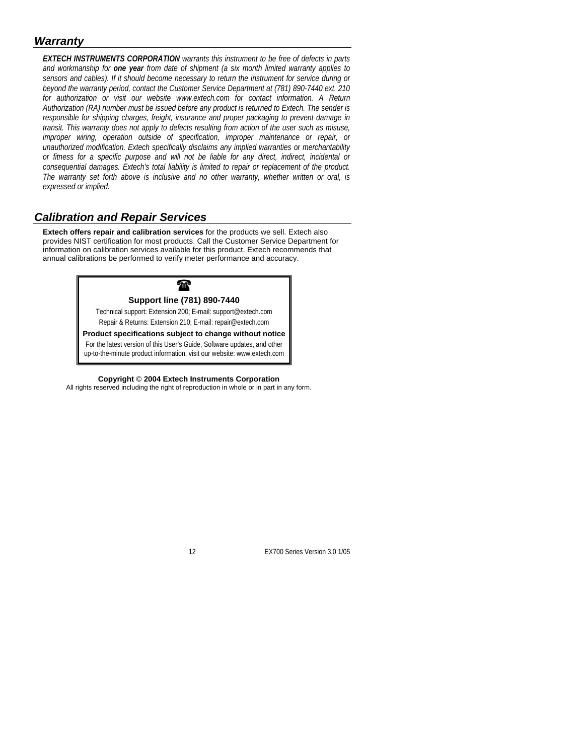## *Warranty*

***EXTECH INSTRUMENTS CORPORATION** warrants this instrument to be free of defects in parts and workmanship for **one year** from date of shipment (a six month limited warranty applies to sensors and cables). If it should become necessary to return the instrument for service during or beyond the warranty period, contact the Customer Service Department at (781) 890-7440 ext. 210 for authorization or visit our website www.extech.com for contact information. A Return Authorization (RA) number must be issued before any product is returned to Extech. The sender is responsible for shipping charges, freight, insurance and proper packaging to prevent damage in transit. This warranty does not apply to defects resulting from action of the user such as misuse, improper wiring, operation outside of specification, improper maintenance or repair, or unauthorized modification. Extech specifically disclaims any implied warranties or merchantability or fitness for a specific purpose and will not be liable for any direct, indirect, incidental or consequential damages. Extech's total liability is limited to repair or replacement of the product. The warranty set forth above is inclusive and no other warranty, whether written or oral, is expressed or implied.*

## *Calibration and Repair Services*

**Extech offers repair and calibration services** for the products we sell. Extech also provides NIST certification for most products. Call the Customer Service Department for information on calibration services available for this product. Extech recommends that annual calibrations be performed to verify meter performance and accuracy.

☎

**Support line (781) 890-7440**

Technical support: Extension 200; E-mail: support@extech.com

Repair & Returns: Extension 210; E-mail: repair@extech.com

**Product specifications subject to change without notice**

For the latest version of this User's Guide, Software updates, and other up-to-the-minute product information, visit our website: www.extech.com

**Copyright © 2004 Extech Instruments Corporation**

All rights reserved including the right of reproduction in whole or in part in any form.

EX700 Series Version 3.0 1/05